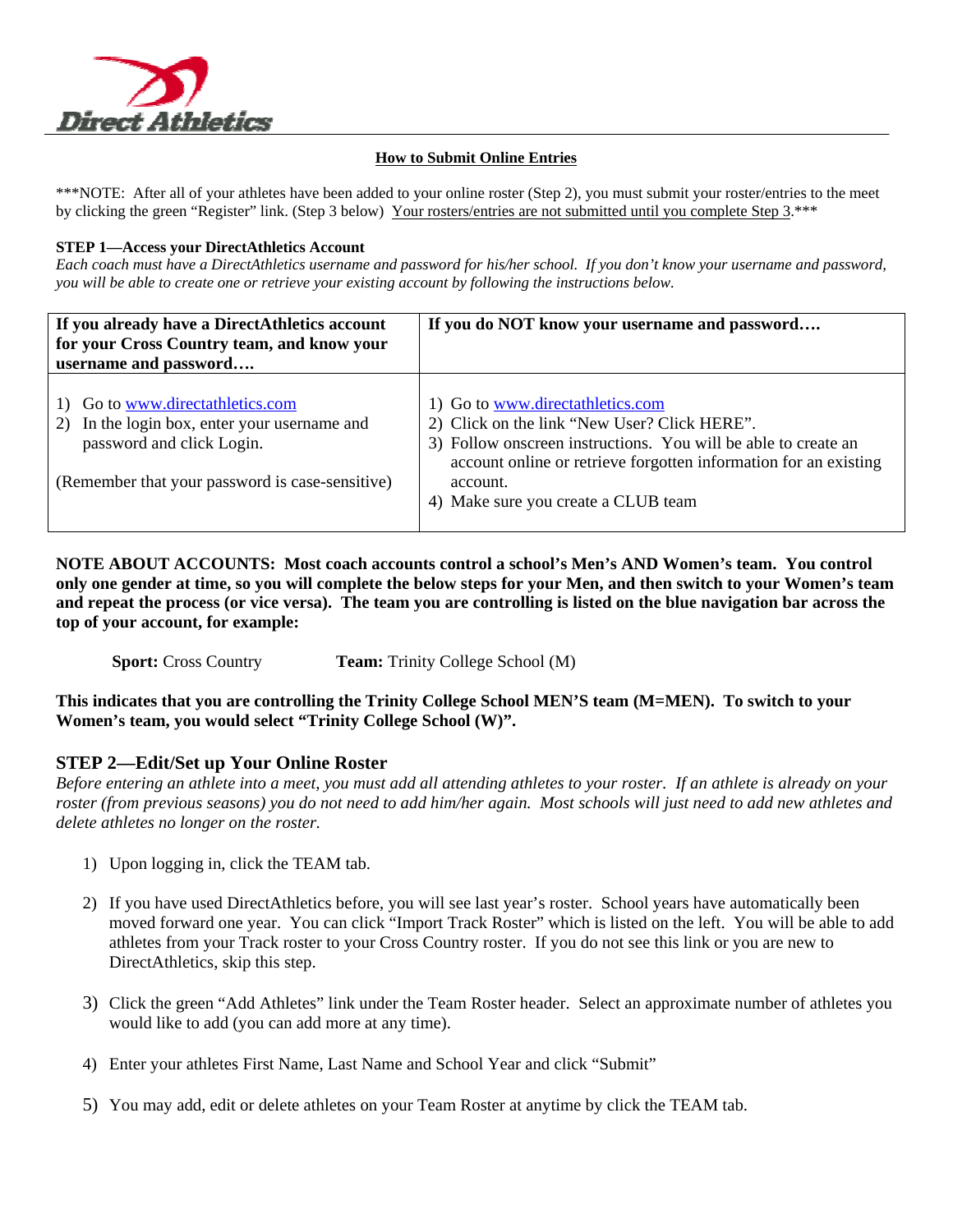Direct Athletics

## How to Submit Online Entries

***NOTE: After all of your athletes have been added to your online roster (Step 2), you must submit your roster/entries to the meet by clicking the green "Register" link. (Step 3 below) Your rosters/entries are not submitted until you complete Step 3.***

**STEP 1—Access your DirectAthletics Account**

*Each coach must have a DirectAthletics username and password for his/her school. If you don't know your username and password, you will be able to create one or retrieve your existing account by following the instructions below.*

| If you already have a DirectAthletics account for your Cross Country team, and know your username and password…. | If you do NOT know your username and password…. |
|---|---|
| 1) Go to www.directathletics.com<br>2) In the login box, enter your username and password and click Login.<br><br>(Remember that your password is case-sensitive) | 1) Go to www.directathletics.com<br>2) Click on the link "New User? Click HERE".<br>3) Follow onscreen instructions. You will be able to create an account online or retrieve forgotten information for an existing account.<br>4) Make sure you create a CLUB team |

**NOTE ABOUT ACCOUNTS: Most coach accounts control a school's Men's AND Women's team. You control only one gender at time, so you will complete the below steps for your Men, and then switch to your Women's team and repeat the process (or vice versa). The team you are controlling is listed on the blue navigation bar across the top of your account, for example:**

**Sport:** Cross Country **Team:** Trinity College School (M)

**This indicates that you are controlling the Trinity College School MEN'S team (M=MEN). To switch to your Women's team, you would select "Trinity College School (W)".**

## STEP 2—Edit/Set up Your Online Roster

*Before entering an athlete into a meet, you must add all attending athletes to your roster. If an athlete is already on your roster (from previous seasons) you do not need to add him/her again. Most schools will just need to add new athletes and delete athletes no longer on the roster.*

1) Upon logging in, click the TEAM tab.

2) If you have used DirectAthletics before, you will see last year's roster. School years have automatically been moved forward one year. You can click "Import Track Roster" which is listed on the left. You will be able to add athletes from your Track roster to your Cross Country roster. If you do not see this link or you are new to DirectAthletics, skip this step.

3) Click the green "Add Athletes" link under the Team Roster header. Select an approximate number of athletes you would like to add (you can add more at any time).

4) Enter your athletes First Name, Last Name and School Year and click "Submit"

5) You may add, edit or delete athletes on your Team Roster at anytime by click the TEAM tab.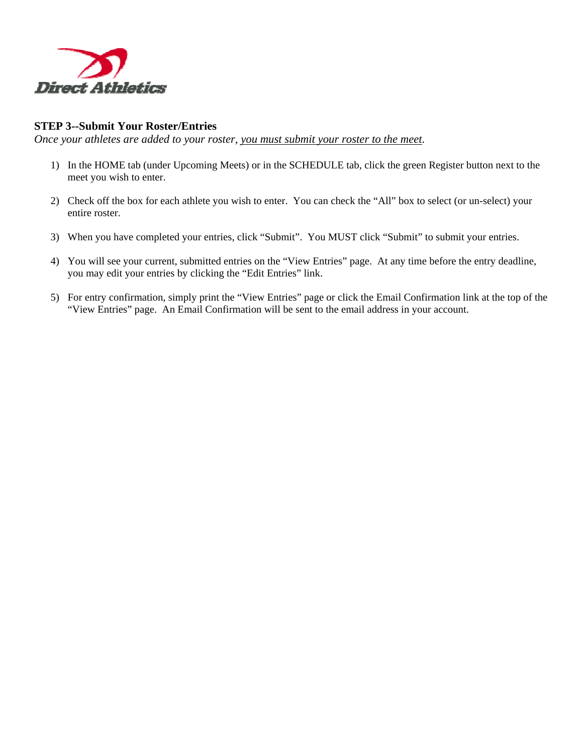Direct Athletics

**STEP 3--Submit Your Roster/Entries**

*Once your athletes are added to your roster, <u>you must submit your roster to the meet</u>.*

1) In the HOME tab (under Upcoming Meets) or in the SCHEDULE tab, click the green Register button next to the meet you wish to enter.

2) Check off the box for each athlete you wish to enter. You can check the "All" box to select (or un-select) your entire roster.

3) When you have completed your entries, click "Submit". You MUST click "Submit" to submit your entries.

4) You will see your current, submitted entries on the "View Entries" page. At any time before the entry deadline, you may edit your entries by clicking the "Edit Entries" link.

5) For entry confirmation, simply print the "View Entries" page or click the Email Confirmation link at the top of the "View Entries" page. An Email Confirmation will be sent to the email address in your account.